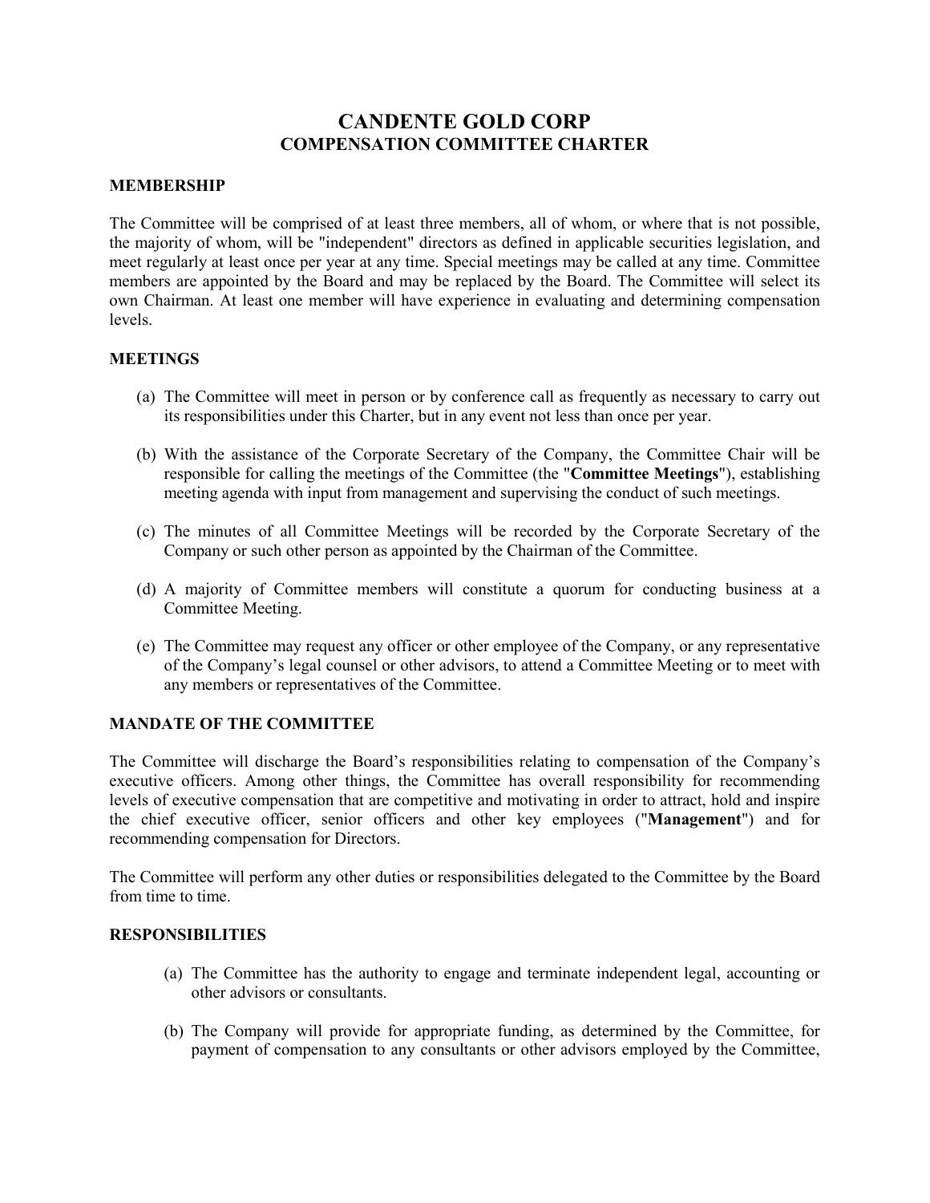# CANDENTE GOLD CORP
## COMPENSATION COMMITTEE CHARTER

### MEMBERSHIP

The Committee will be comprised of at least three members, all of whom, or where that is not possible, the majority of whom, will be "independent" directors as defined in applicable securities legislation, and meet regularly at least once per year at any time. Special meetings may be called at any time. Committee members are appointed by the Board and may be replaced by the Board. The Committee will select its own Chairman. At least one member will have experience in evaluating and determining compensation levels.

### MEETINGS

(a) The Committee will meet in person or by conference call as frequently as necessary to carry out its responsibilities under this Charter, but in any event not less than once per year.

(b) With the assistance of the Corporate Secretary of the Company, the Committee Chair will be responsible for calling the meetings of the Committee (the "**Committee Meetings**"), establishing meeting agenda with input from management and supervising the conduct of such meetings.

(c) The minutes of all Committee Meetings will be recorded by the Corporate Secretary of the Company or such other person as appointed by the Chairman of the Committee.

(d) A majority of Committee members will constitute a quorum for conducting business at a Committee Meeting.

(e) The Committee may request any officer or other employee of the Company, or any representative of the Company's legal counsel or other advisors, to attend a Committee Meeting or to meet with any members or representatives of the Committee.

### MANDATE OF THE COMMITTEE

The Committee will discharge the Board's responsibilities relating to compensation of the Company's executive officers. Among other things, the Committee has overall responsibility for recommending levels of executive compensation that are competitive and motivating in order to attract, hold and inspire the chief executive officer, senior officers and other key employees ("**Management**") and for recommending compensation for Directors.

The Committee will perform any other duties or responsibilities delegated to the Committee by the Board from time to time.

### RESPONSIBILITIES

(a) The Committee has the authority to engage and terminate independent legal, accounting or other advisors or consultants.

(b) The Company will provide for appropriate funding, as determined by the Committee, for payment of compensation to any consultants or other advisors employed by the Committee,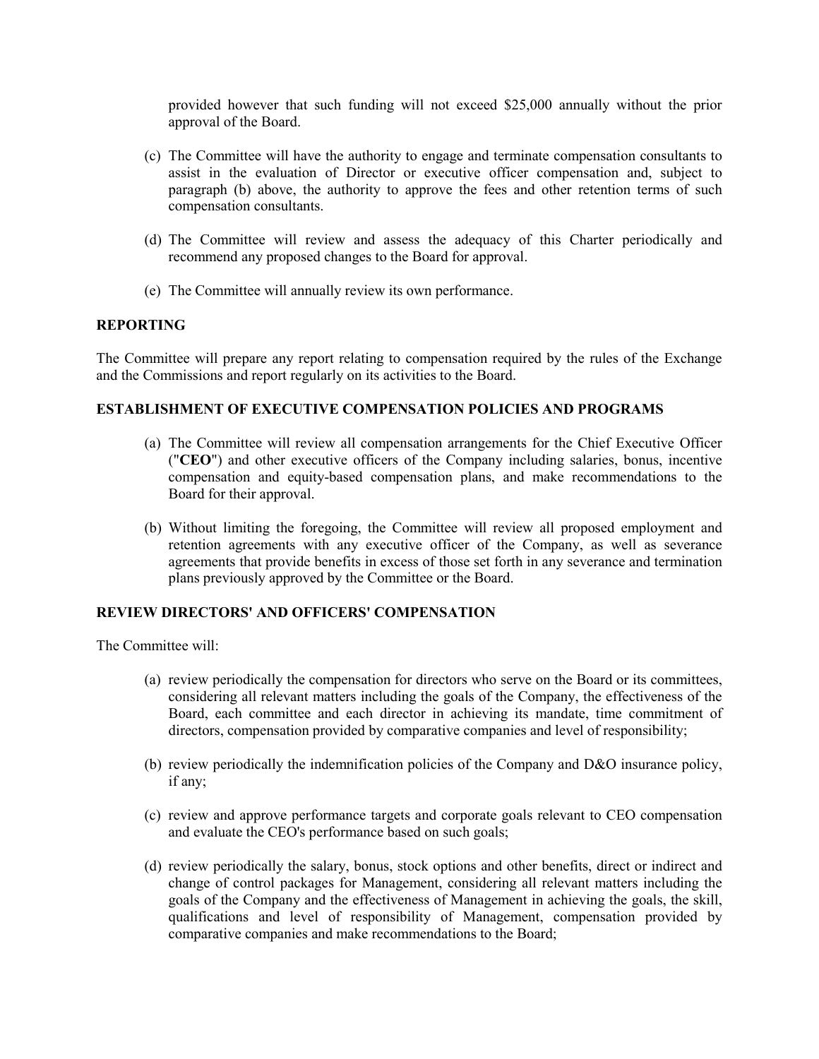provided however that such funding will not exceed $25,000 annually without the prior approval of the Board.

(c) The Committee will have the authority to engage and terminate compensation consultants to assist in the evaluation of Director or executive officer compensation and, subject to paragraph (b) above, the authority to approve the fees and other retention terms of such compensation consultants.

(d) The Committee will review and assess the adequacy of this Charter periodically and recommend any proposed changes to the Board for approval.

(e) The Committee will annually review its own performance.

## REPORTING

The Committee will prepare any report relating to compensation required by the rules of the Exchange and the Commissions and report regularly on its activities to the Board.

## ESTABLISHMENT OF EXECUTIVE COMPENSATION POLICIES AND PROGRAMS

(a) The Committee will review all compensation arrangements for the Chief Executive Officer ("**CEO**") and other executive officers of the Company including salaries, bonus, incentive compensation and equity-based compensation plans, and make recommendations to the Board for their approval.

(b) Without limiting the foregoing, the Committee will review all proposed employment and retention agreements with any executive officer of the Company, as well as severance agreements that provide benefits in excess of those set forth in any severance and termination plans previously approved by the Committee or the Board.

## REVIEW DIRECTORS' AND OFFICERS' COMPENSATION

The Committee will:

(a) review periodically the compensation for directors who serve on the Board or its committees, considering all relevant matters including the goals of the Company, the effectiveness of the Board, each committee and each director in achieving its mandate, time commitment of directors, compensation provided by comparative companies and level of responsibility;

(b) review periodically the indemnification policies of the Company and D&O insurance policy, if any;

(c) review and approve performance targets and corporate goals relevant to CEO compensation and evaluate the CEO's performance based on such goals;

(d) review periodically the salary, bonus, stock options and other benefits, direct or indirect and change of control packages for Management, considering all relevant matters including the goals of the Company and the effectiveness of Management in achieving the goals, the skill, qualifications and level of responsibility of Management, compensation provided by comparative companies and make recommendations to the Board;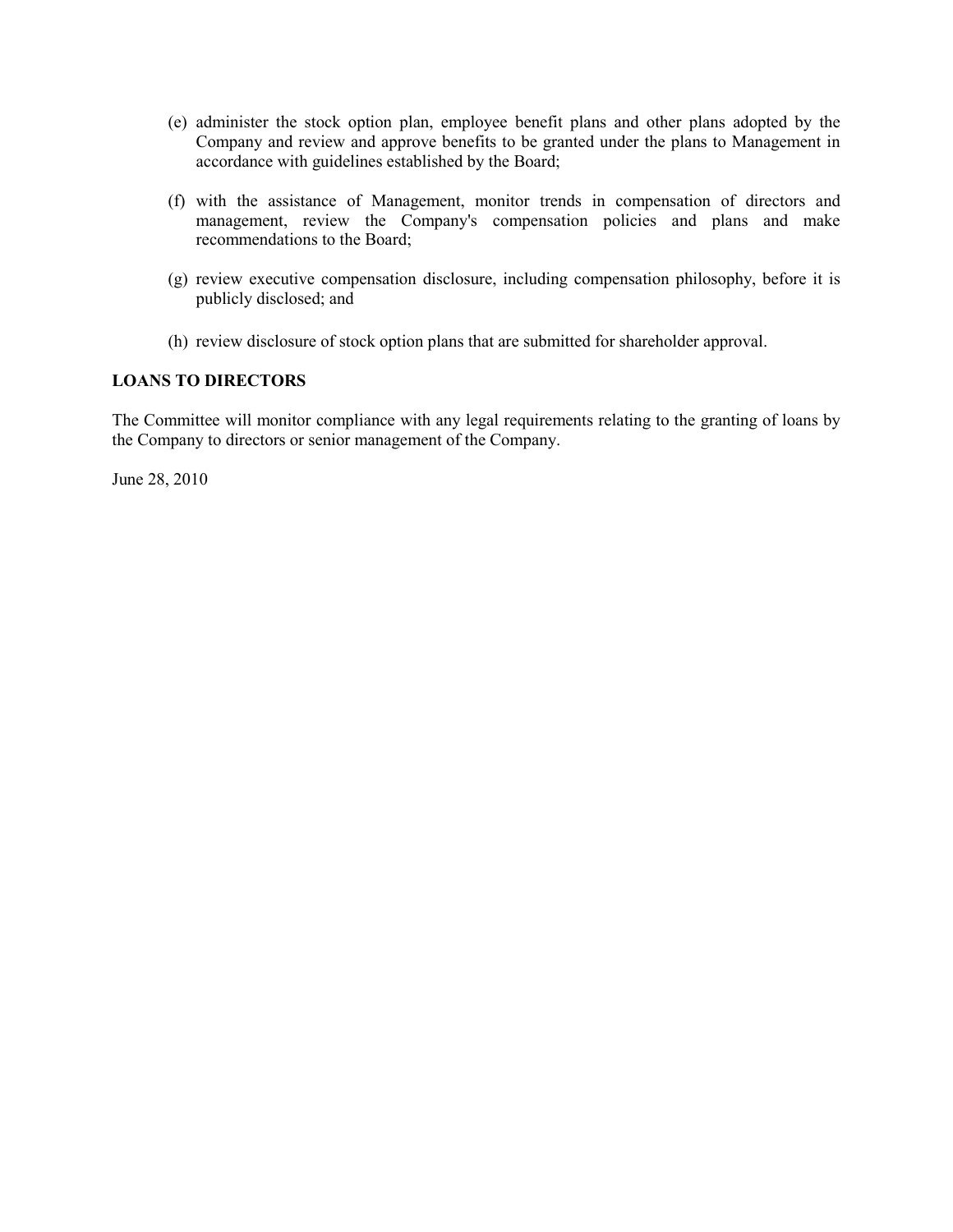(e) administer the stock option plan, employee benefit plans and other plans adopted by the Company and review and approve benefits to be granted under the plans to Management in accordance with guidelines established by the Board;

(f) with the assistance of Management, monitor trends in compensation of directors and management, review the Company's compensation policies and plans and make recommendations to the Board;

(g) review executive compensation disclosure, including compensation philosophy, before it is publicly disclosed; and

(h) review disclosure of stock option plans that are submitted for shareholder approval.

**LOANS TO DIRECTORS**

The Committee will monitor compliance with any legal requirements relating to the granting of loans by the Company to directors or senior management of the Company.

June 28, 2010